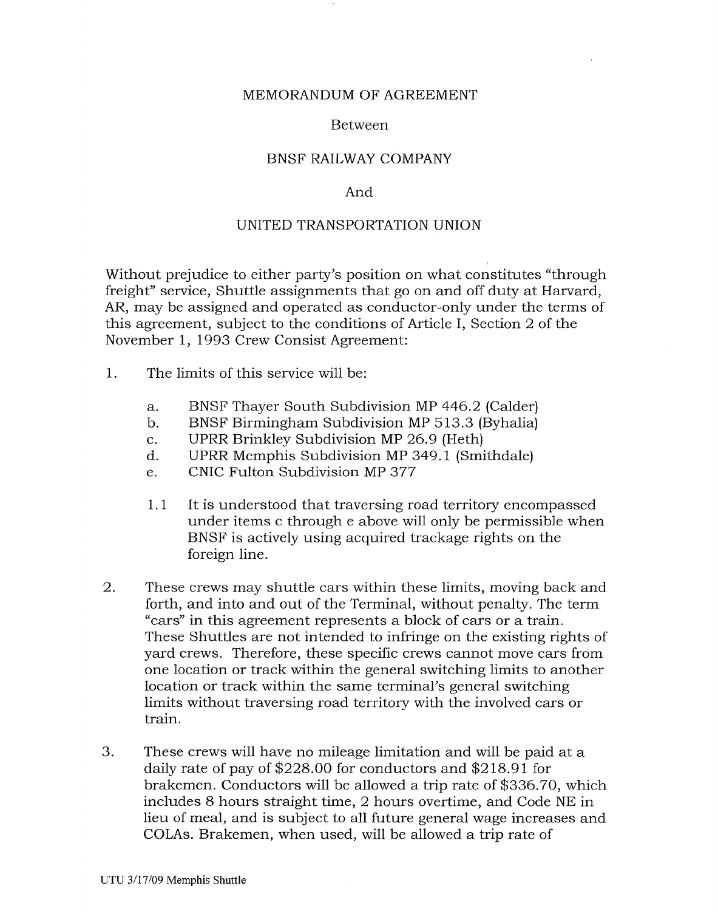MEMORANDUM OF AGREEMENT

Between

BNSF RAILWAY COMPANY

And

UNITED TRANSPORTATION UNION

Without prejudice to either party's position on what constitutes "through freight" service, Shuttle assignments that go on and off duty at Harvard, AR, may be assigned and operated as conductor-only under the terms of this agreement, subject to the conditions of Article I, Section 2 of the November 1, 1993 Crew Consist Agreement:

1. The limits of this service will be:

   a. BNSF Thayer South Subdivision MP 446.2 (Calder)
   b. BNSF Birmingham Subdivision MP 513.3 (Byhalia)
   c. UPRR Brinkley Subdivision MP 26.9 (Heth)
   d. UPRR Memphis Subdivision MP 349.1 (Smithdale)
   e. CNIC Fulton Subdivision MP 377

   1.1 It is understood that traversing road territory encompassed under items c through e above will only be permissible when BNSF is actively using acquired trackage rights on the foreign line.

2. These crews may shuttle cars within these limits, moving back and forth, and into and out of the Terminal, without penalty. The term "cars" in this agreement represents a block of cars or a train. These Shuttles are not intended to infringe on the existing rights of yard crews. Therefore, these specific crews cannot move cars from one location or track within the general switching limits to another location or track within the same terminal's general switching limits without traversing road territory with the involved cars or train.

3. These crews will have no mileage limitation and will be paid at a daily rate of pay of $228.00 for conductors and $218.91 for brakemen. Conductors will be allowed a trip rate of $336.70, which includes 8 hours straight time, 2 hours overtime, and Code NE in lieu of meal, and is subject to all future general wage increases and COLAs. Brakemen, when used, will be allowed a trip rate of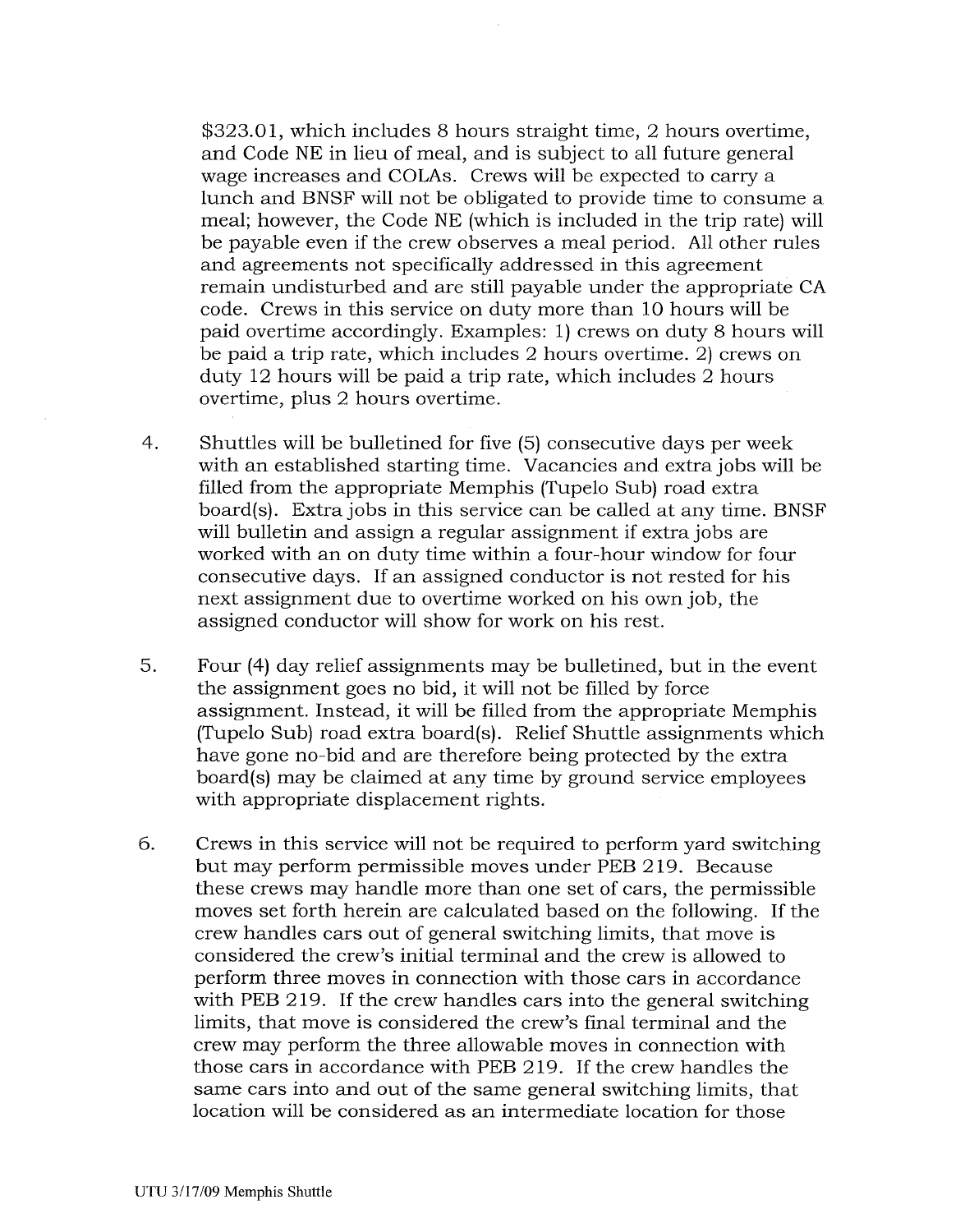$323.01, which includes 8 hours straight time, 2 hours overtime, and Code NE in lieu of meal, and is subject to all future general wage increases and COLAs. Crews will be expected to carry a lunch and BNSF will not be obligated to provide time to consume a meal; however, the Code NE (which is included in the trip rate) will be payable even if the crew observes a meal period. All other rules and agreements not specifically addressed in this agreement remain undisturbed and are still payable under the appropriate CA code. Crews in this service on duty more than 10 hours will be paid overtime accordingly. Examples: 1) crews on duty 8 hours will be paid a trip rate, which includes 2 hours overtime. 2) crews on duty 12 hours will be paid a trip rate, which includes 2 hours overtime, plus 2 hours overtime.

4. Shuttles will be bulletined for five (5) consecutive days per week with an established starting time. Vacancies and extra jobs will be filled from the appropriate Memphis (Tupelo Sub) road extra board(s). Extra jobs in this service can be called at any time. BNSF will bulletin and assign a regular assignment if extra jobs are worked with an on duty time within a four-hour window for four consecutive days. If an assigned conductor is not rested for his next assignment due to overtime worked on his own job, the assigned conductor will show for work on his rest.

5. Four (4) day relief assignments may be bulletined, but in the event the assignment goes no bid, it will not be filled by force assignment. Instead, it will be filled from the appropriate Memphis (Tupelo Sub) road extra board(s). Relief Shuttle assignments which have gone no-bid and are therefore being protected by the extra board(s) may be claimed at any time by ground service employees with appropriate displacement rights.

6. Crews in this service will not be required to perform yard switching but may perform permissible moves under PEB 219. Because these crews may handle more than one set of cars, the permissible moves set forth herein are calculated based on the following. If the crew handles cars out of general switching limits, that move is considered the crew's initial terminal and the crew is allowed to perform three moves in connection with those cars in accordance with PEB 219. If the crew handles cars into the general switching limits, that move is considered the crew's final terminal and the crew may perform the three allowable moves in connection with those cars in accordance with PEB 219. If the crew handles the same cars into and out of the same general switching limits, that location will be considered as an intermediate location for those

UTU 3/17/09 Memphis Shuttle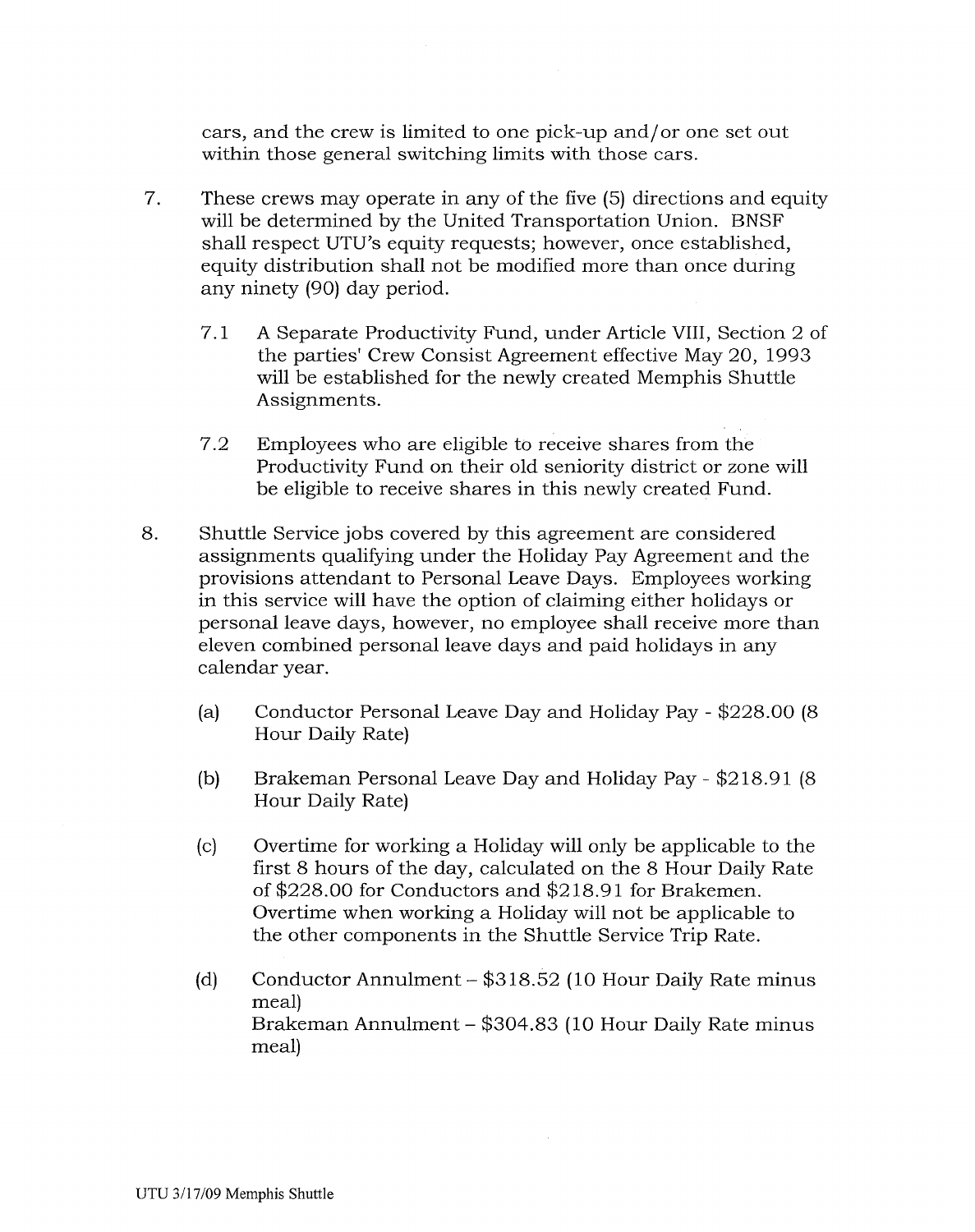cars, and the crew is limited to one pick-up and/or one set out within those general switching limits with those cars.

7. These crews may operate in any of the five (5) directions and equity will be determined by the United Transportation Union. BNSF shall respect UTU's equity requests; however, once established, equity distribution shall not be modified more than once during any ninety (90) day period.

   7.1 A Separate Productivity Fund, under Article VIII, Section 2 of the parties' Crew Consist Agreement effective May 20, 1993 will be established for the newly created Memphis Shuttle Assignments.

   7.2 Employees who are eligible to receive shares from the Productivity Fund on their old seniority district or zone will be eligible to receive shares in this newly created Fund.

8. Shuttle Service jobs covered by this agreement are considered assignments qualifying under the Holiday Pay Agreement and the provisions attendant to Personal Leave Days. Employees working in this service will have the option of claiming either holidays or personal leave days, however, no employee shall receive more than eleven combined personal leave days and paid holidays in any calendar year.

   (a) Conductor Personal Leave Day and Holiday Pay - $228.00 (8 Hour Daily Rate)

   (b) Brakeman Personal Leave Day and Holiday Pay - $218.91 (8 Hour Daily Rate)

   (c) Overtime for working a Holiday will only be applicable to the first 8 hours of the day, calculated on the 8 Hour Daily Rate of $228.00 for Conductors and $218.91 for Brakemen. Overtime when working a Holiday will not be applicable to the other components in the Shuttle Service Trip Rate.

   (d) Conductor Annulment – $318.52 (10 Hour Daily Rate minus meal)
   Brakeman Annulment – $304.83 (10 Hour Daily Rate minus meal)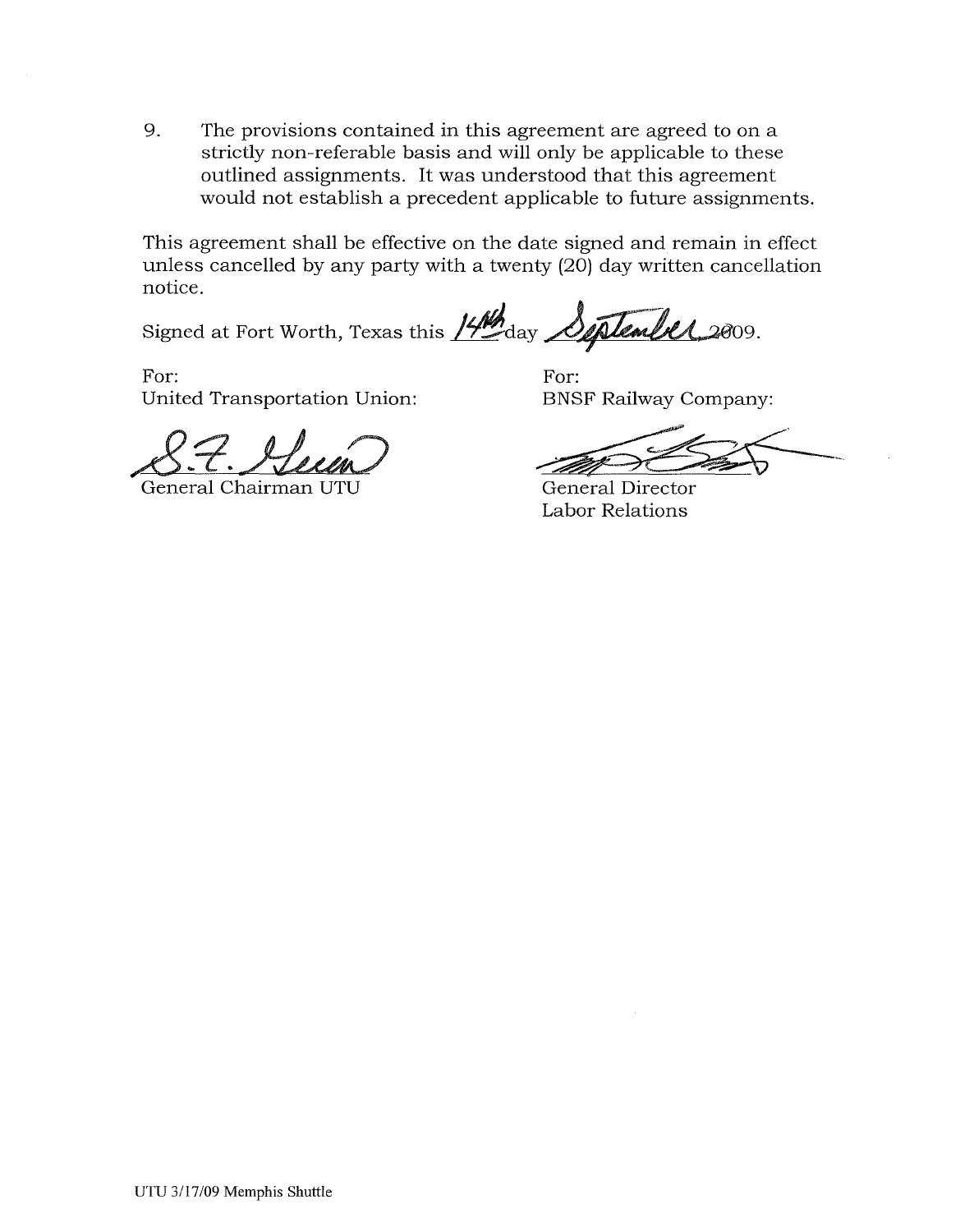9. The provisions contained in this agreement are agreed to on a strictly non-referable basis and will only be applicable to these outlined assignments. It was understood that this agreement would not establish a precedent applicable to future assignments.

This agreement shall be effective on the date signed and remain in effect unless cancelled by any party with a twenty (20) day written cancellation notice.

Signed at Fort Worth, Texas this 14th day September 2009.

| For: | For: |
|---|---|
| United Transportation Union: | BNSF Railway Company: |
| S. F. Severn | |
| General Chairman UTU | General Director Labor Relations |

UTU 3/17/09 Memphis Shuttle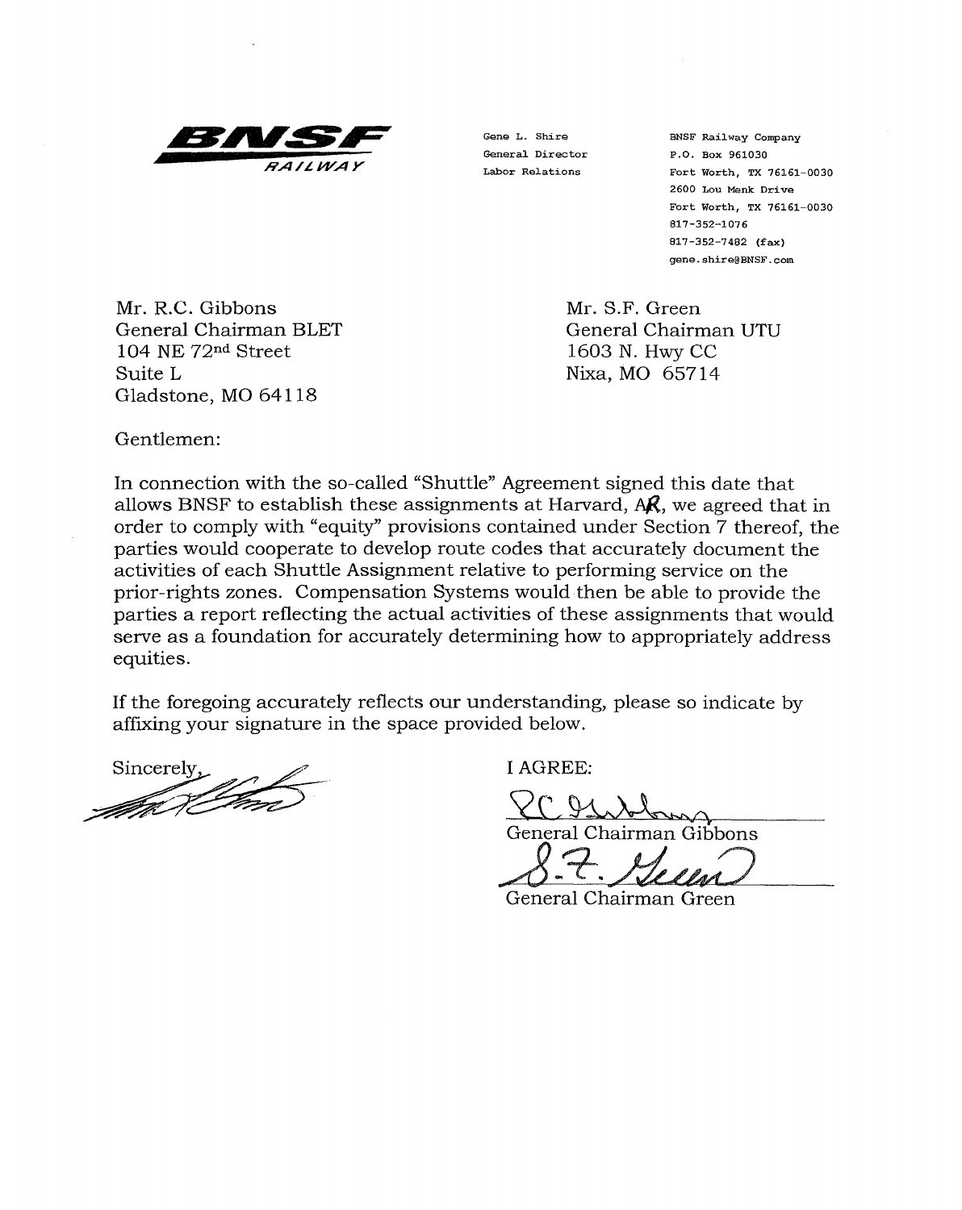**BNSF RAILWAY**

Gene L. Shire
General Director
Labor Relations

BNSF Railway Company
P.O. Box 961030
Fort Worth, TX 76161-0030
2600 Lou Menk Drive
Fort Worth, TX 76161-0030
817-352-1076
817-352-7482 (fax)
gene.shire@BNSF.com

Mr. R.C. Gibbons
General Chairman BLET
104 NE 72nd Street
Suite L
Gladstone, MO 64118

Mr. S.F. Green
General Chairman UTU
1603 N. Hwy CC
Nixa, MO 65714

Gentlemen:

In connection with the so-called "Shuttle" Agreement signed this date that allows BNSF to establish these assignments at Harvard, AR, we agreed that in order to comply with "equity" provisions contained under Section 7 thereof, the parties would cooperate to develop route codes that accurately document the activities of each Shuttle Assignment relative to performing service on the prior-rights zones. Compensation Systems would then be able to provide the parties a report reflecting the actual activities of these assignments that would serve as a foundation for accurately determining how to appropriately address equities.

If the foregoing accurately reflects our understanding, please so indicate by affixing your signature in the space provided below.

Sincerely,

I AGREE:

General Chairman Gibbons

General Chairman Green